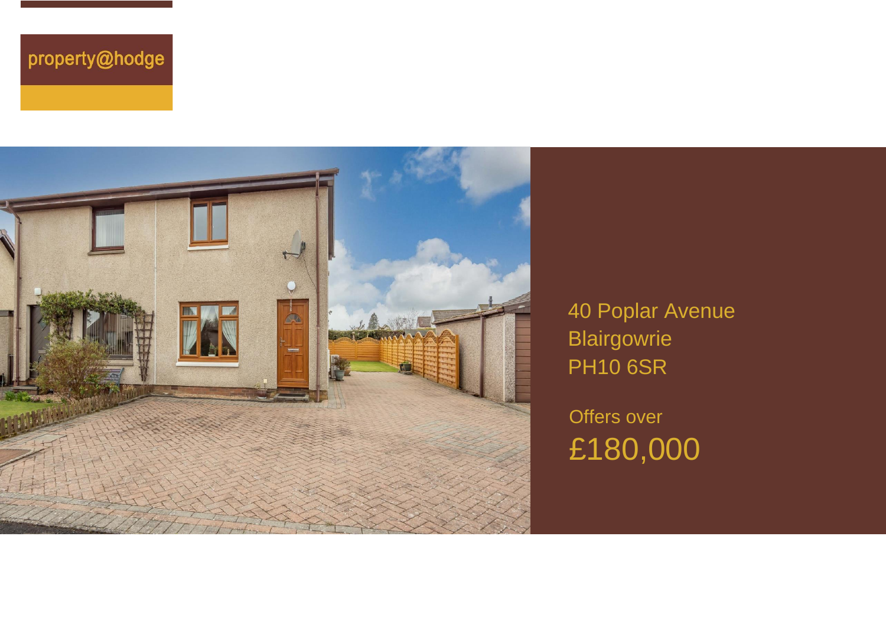property@hodge

40 Poplar Avenue
Blairgowrie
PH10 6SR

Offers over
£180,000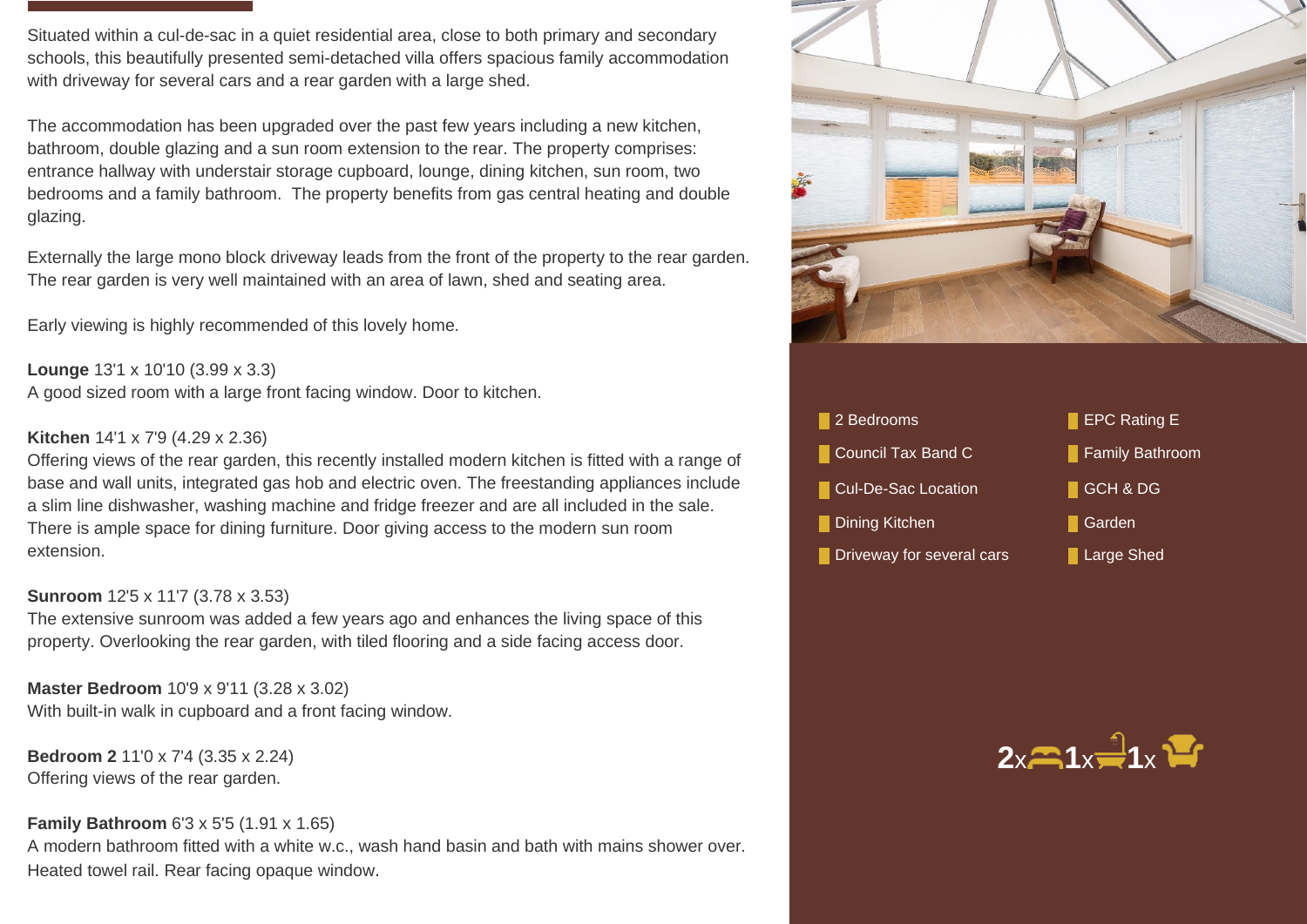Situated within a cul-de-sac in a quiet residential area, close to both primary and secondary schools, this beautifully presented semi-detached villa offers spacious family accommodation with driveway for several cars and a rear garden with a large shed.

The accommodation has been upgraded over the past few years including a new kitchen, bathroom, double glazing and a sun room extension to the rear. The property comprises: entrance hallway with understair storage cupboard, lounge, dining kitchen, sun room, two bedrooms and a family bathroom. The property benefits from gas central heating and double glazing.

Externally the large mono block driveway leads from the front of the property to the rear garden. The rear garden is very well maintained with an area of lawn, shed and seating area.

Early viewing is highly recommended of this lovely home.

**Lounge** 13'1 x 10'10 (3.99 x 3.3)
A good sized room with a large front facing window. Door to kitchen.

**Kitchen** 14'1 x 7'9 (4.29 x 2.36)
Offering views of the rear garden, this recently installed modern kitchen is fitted with a range of base and wall units, integrated gas hob and electric oven. The freestanding appliances include a slim line dishwasher, washing machine and fridge freezer and are all included in the sale. There is ample space for dining furniture. Door giving access to the modern sun room extension.

**Sunroom** 12'5 x 11'7 (3.78 x 3.53)
The extensive sunroom was added a few years ago and enhances the living space of this property. Overlooking the rear garden, with tiled flooring and a side facing access door.

**Master Bedroom** 10'9 x 9'11 (3.28 x 3.02)
With built-in walk in cupboard and a front facing window.

**Bedroom 2** 11'0 x 7'4 (3.35 x 2.24)
Offering views of the rear garden.

**Family Bathroom** 6'3 x 5'5 (1.91 x 1.65)
A modern bathroom fitted with a white w.c., wash hand basin and bath with mains shower over. Heated towel rail. Rear facing opaque window.

- 2 Bedrooms
- Council Tax Band C
- Cul-De-Sac Location
- Dining Kitchen
- Driveway for several cars
- EPC Rating E
- Family Bathroom
- GCH & DG
- Garden
- Large Shed

2x 1x 1x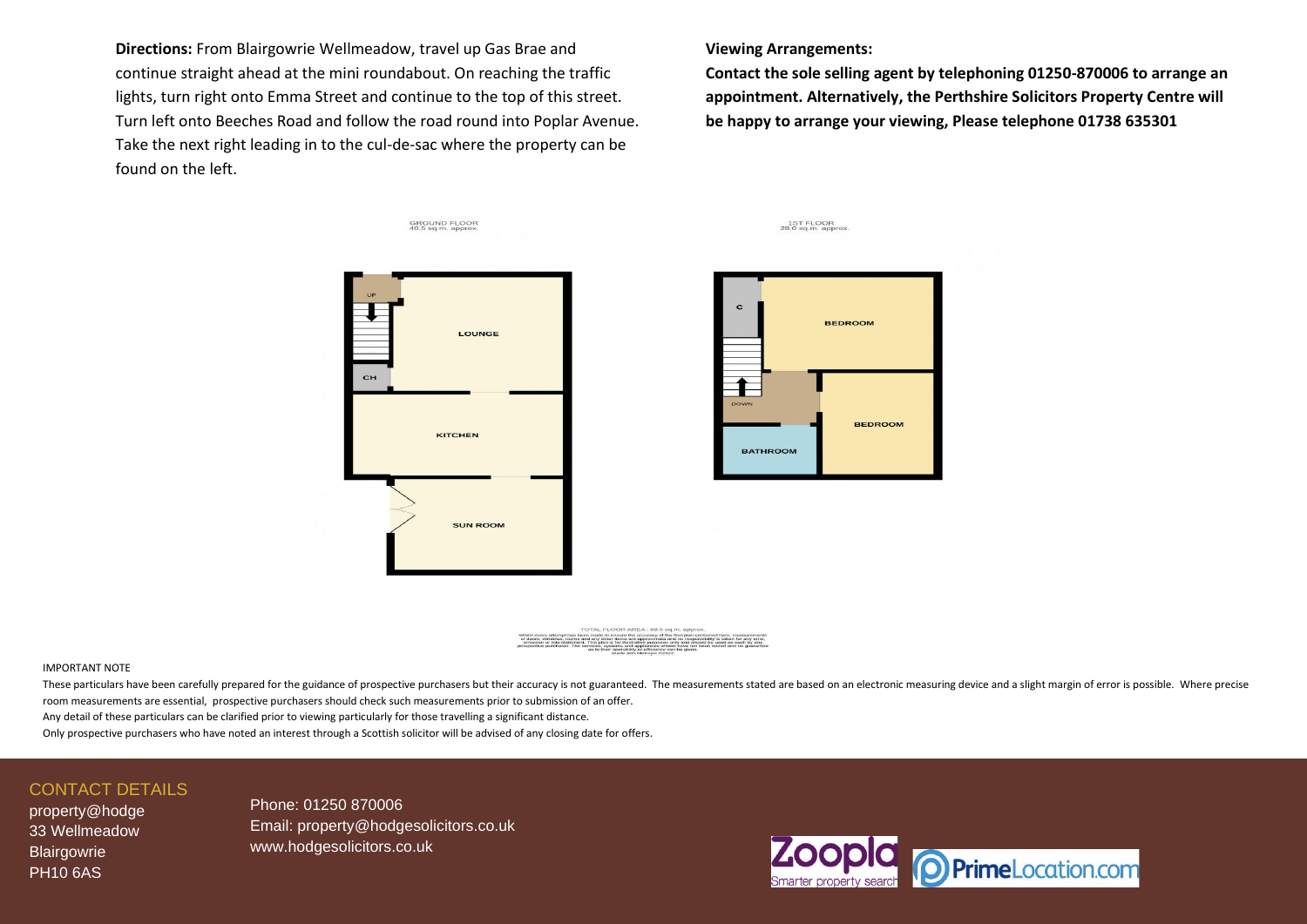**Directions:** From Blairgowrie Wellmeadow, travel up Gas Brae and continue straight ahead at the mini roundabout. On reaching the traffic lights, turn right onto Emma Street and continue to the top of this street. Turn left onto Beeches Road and follow the road round into Poplar Avenue. Take the next right leading in to the cul-de-sac where the property can be found on the left.

**Viewing Arrangements:**

**Contact the sole selling agent by telephoning 01250-870006 to arrange an appointment. Alternatively, the Perthshire Solicitors Property Centre will be happy to arrange your viewing, Please telephone 01738 635301**

GROUND FLOOR
40.5 sq.m. approx.

UP
LOUNGE
CH
KITCHEN
SUN ROOM

1ST FLOOR
28.0 sq.m. approx.

C
BEDROOM
DOWN
BEDROOM
BATHROOM

TOTAL FLOOR AREA : 68.5 sq.m. approx.

IMPORTANT NOTE

These particulars have been carefully prepared for the guidance of prospective purchasers but their accuracy is not guaranteed. The measurements stated are based on an electronic measuring device and a slight margin of error is possible. Where precise room measurements are essential, prospective purchasers should check such measurements prior to submission of an offer.

Any detail of these particulars can be clarified prior to viewing particularly for those travelling a significant distance.

Only prospective purchasers who have noted an interest through a Scottish solicitor will be advised of any closing date for offers.

## CONTACT DETAILS

property@hodge
33 Wellmeadow
Blairgowrie
PH10 6AS

Phone: 01250 870006
Email: property@hodgesolicitors.co.uk
www.hodgesolicitors.co.uk

Zoopla Smarter property search

PrimeLocation.com